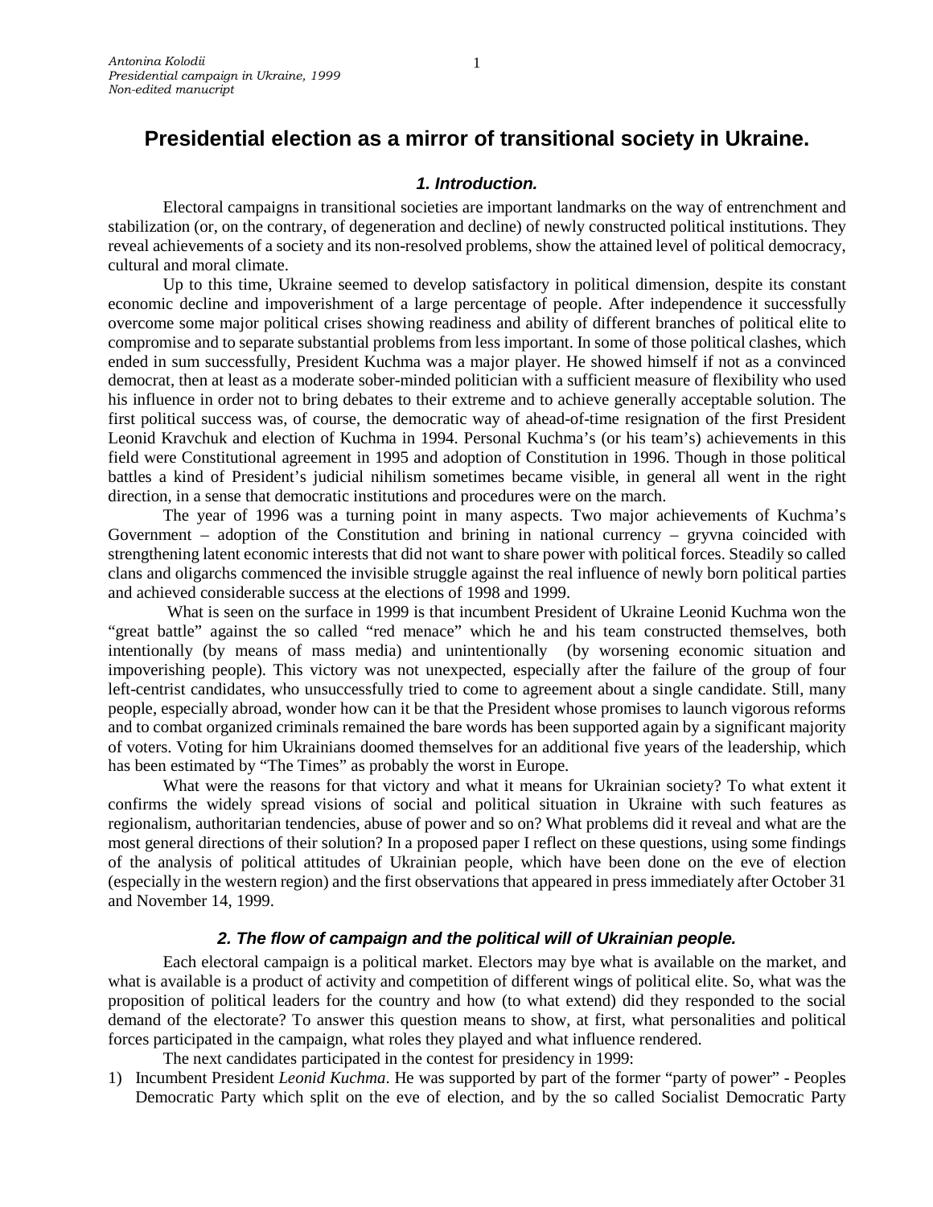# Presidential election as a mirror of transitional society in Ukraine.

## *1. Introduction.*

Electoral campaigns in transitional societies are important landmarks on the way of entrenchment and stabilization (or, on the contrary, of degeneration and decline) of newly constructed political institutions. They reveal achievements of a society and its non-resolved problems, show the attained level of political democracy, cultural and moral climate.

Up to this time, Ukraine seemed to develop satisfactory in political dimension, despite its constant economic decline and impoverishment of a large percentage of people. After independence it successfully overcome some major political crises showing readiness and ability of different branches of political elite to compromise and to separate substantial problems from less important. In some of those political clashes, which ended in sum successfully, President Kuchma was a major player. He showed himself if not as a convinced democrat, then at least as a moderate sober-minded politician with a sufficient measure of flexibility who used his influence in order not to bring debates to their extreme and to achieve generally acceptable solution. The first political success was, of course, the democratic way of ahead-of-time resignation of the first President Leonid Kravchuk and election of Kuchma in 1994. Personal Kuchma's (or his team's) achievements in this field were Constitutional agreement in 1995 and adoption of Constitution in 1996. Though in those political battles a kind of President's judicial nihilism sometimes became visible, in general all went in the right direction, in a sense that democratic institutions and procedures were on the march.

The year of 1996 was a turning point in many aspects. Two major achievements of Kuchma's Government – adoption of the Constitution and brining in national currency – gryvna coincided with strengthening latent economic interests that did not want to share power with political forces. Steadily so called clans and oligarchs commenced the invisible struggle against the real influence of newly born political parties and achieved considerable success at the elections of 1998 and 1999.

What is seen on the surface in 1999 is that incumbent President of Ukraine Leonid Kuchma won the "great battle" against the so called "red menace" which he and his team constructed themselves, both intentionally (by means of mass media) and unintentionally (by worsening economic situation and impoverishing people). This victory was not unexpected, especially after the failure of the group of four left-centrist candidates, who unsuccessfully tried to come to agreement about a single candidate. Still, many people, especially abroad, wonder how can it be that the President whose promises to launch vigorous reforms and to combat organized criminals remained the bare words has been supported again by a significant majority of voters. Voting for him Ukrainians doomed themselves for an additional five years of the leadership, which has been estimated by "The Times" as probably the worst in Europe.

What were the reasons for that victory and what it means for Ukrainian society? To what extent it confirms the widely spread visions of social and political situation in Ukraine with such features as regionalism, authoritarian tendencies, abuse of power and so on? What problems did it reveal and what are the most general directions of their solution? In a proposed paper I reflect on these questions, using some findings of the analysis of political attitudes of Ukrainian people, which have been done on the eve of election (especially in the western region) and the first observations that appeared in press immediately after October 31 and November 14, 1999.

## *2. The flow of campaign and the political will of Ukrainian people.*

Each electoral campaign is a political market. Electors may bye what is available on the market, and what is available is a product of activity and competition of different wings of political elite. So, what was the proposition of political leaders for the country and how (to what extend) did they responded to the social demand of the electorate? To answer this question means to show, at first, what personalities and political forces participated in the campaign, what roles they played and what influence rendered.

The next candidates participated in the contest for presidency in 1999:

1) Incumbent President *Leonid Kuchma*. He was supported by part of the former "party of power" - Peoples Democratic Party which split on the eve of election, and by the so called Socialist Democratic Party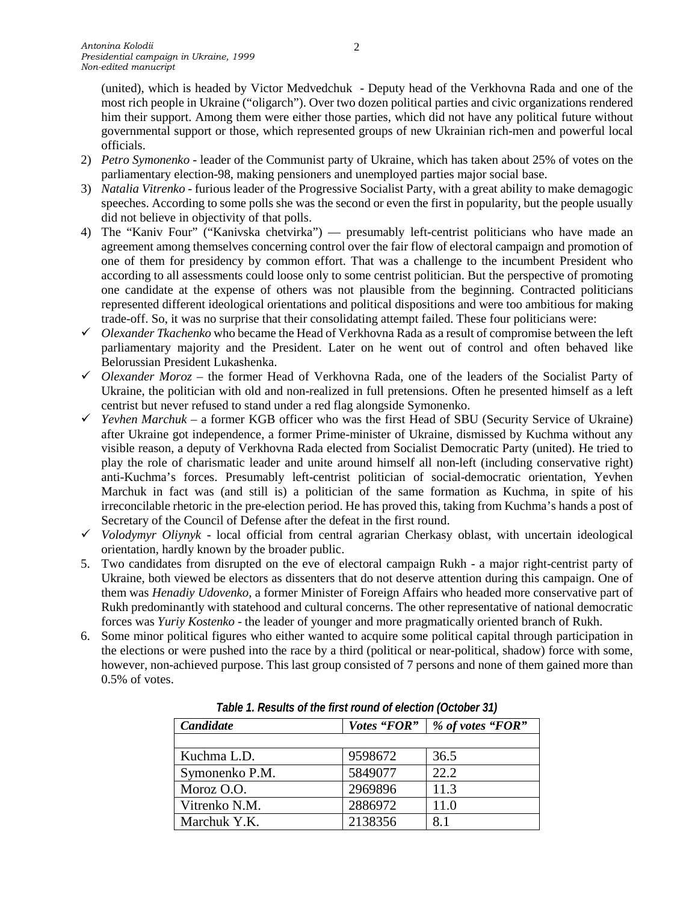(united), which is headed by Victor Medvedchuk - Deputy head of the Verkhovna Rada and one of the most rich people in Ukraine ("oligarch"). Over two dozen political parties and civic organizations rendered him their support. Among them were either those parties, which did not have any political future without governmental support or those, which represented groups of new Ukrainian rich-men and powerful local officials.

2) *Petro Symonenko* - leader of the Communist party of Ukraine, which has taken about 25% of votes on the parliamentary election-98, making pensioners and unemployed parties major social base.
3) *Natalia Vitrenko* - furious leader of the Progressive Socialist Party, with a great ability to make demagogic speeches. According to some polls she was the second or even the first in popularity, but the people usually did not believe in objectivity of that polls.
4) The "Kaniv Four" ("Kanivska chetvirka") — presumably left-centrist politicians who have made an agreement among themselves concerning control over the fair flow of electoral campaign and promotion of one of them for presidency by common effort. That was a challenge to the incumbent President who according to all assessments could loose only to some centrist politician. But the perspective of promoting one candidate at the expense of others was not plausible from the beginning. Contracted politicians represented different ideological orientations and political dispositions and were too ambitious for making trade-off. So, it was no surprise that their consolidating attempt failed. These four politicians were:

- ✓ *Olexander Tkachenko* who became the Head of Verkhovna Rada as a result of compromise between the left parliamentary majority and the President. Later on he went out of control and often behaved like Belorussian President Lukashenka.
- ✓ *Olexander Moroz* – the former Head of Verkhovna Rada, one of the leaders of the Socialist Party of Ukraine, the politician with old and non-realized in full pretensions. Often he presented himself as a left centrist but never refused to stand under a red flag alongside Symonenko.
- ✓ *Yevhen Marchuk* – a former KGB officer who was the first Head of SBU (Security Service of Ukraine) after Ukraine got independence, a former Prime-minister of Ukraine, dismissed by Kuchma without any visible reason, a deputy of Verkhovna Rada elected from Socialist Democratic Party (united). He tried to play the role of charismatic leader and unite around himself all non-left (including conservative right) anti-Kuchma's forces. Presumably left-centrist politician of social-democratic orientation, Yevhen Marchuk in fact was (and still is) a politician of the same formation as Kuchma, in spite of his irreconcilable rhetoric in the pre-election period. He has proved this, taking from Kuchma's hands a post of Secretary of the Council of Defense after the defeat in the first round.
- ✓ *Volodymyr Oliynyk* - local official from central agrarian Cherkasy oblast, with uncertain ideological orientation, hardly known by the broader public.

5. Two candidates from disrupted on the eve of electoral campaign Rukh - a major right-centrist party of Ukraine, both viewed be electors as dissenters that do not deserve attention during this campaign. One of them was *Henadiy Udovenko,* a former Minister of Foreign Affairs who headed more conservative part of Rukh predominantly with statehood and cultural concerns. The other representative of national democratic forces was *Yuriy Kostenko* - the leader of younger and more pragmatically oriented branch of Rukh.
6. Some minor political figures who either wanted to acquire some political capital through participation in the elections or were pushed into the race by a third (political or near-political, shadow) force with some, however, non-achieved purpose. This last group consisted of 7 persons and none of them gained more than 0.5% of votes.

***Table 1. Results of the first round of election (October 31)***

| *Candidate* | *Votes "FOR"* | *% of votes "FOR"* |
|---|---|---|
| | | |
| Kuchma L.D. | 9598672 | 36.5 |
| Symonenko P.M. | 5849077 | 22.2 |
| Moroz O.O. | 2969896 | 11.3 |
| Vitrenko N.M. | 2886972 | 11.0 |
| Marchuk Y.K. | 2138356 | 8.1 |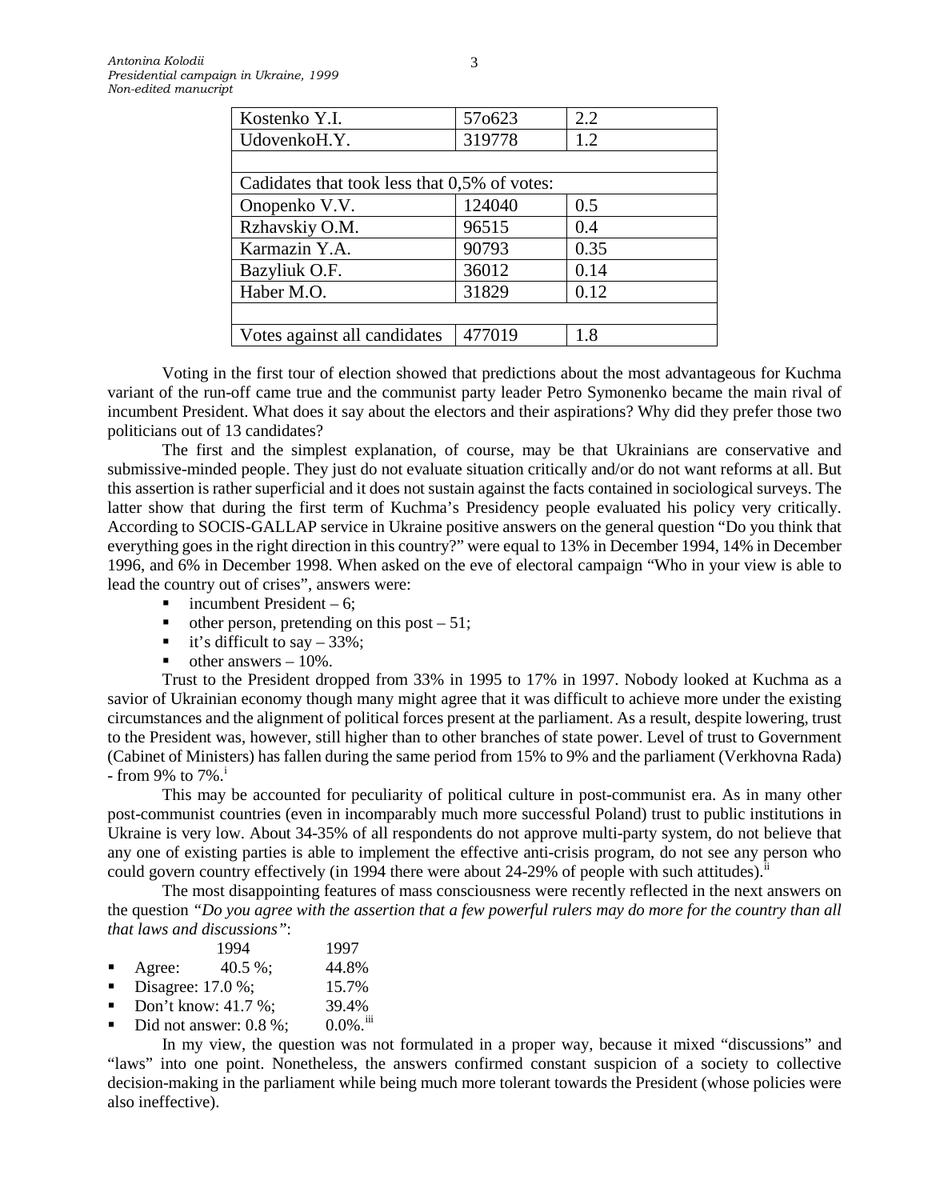| Kostenko Y.I. | 57o623 | 2.2 |
|---|---|---|
| UdovenkoH.Y. | 319778 | 1.2 |
| | | |
| Cadidates that took less that 0,5% of votes: | | |
| Onopenko V.V. | 124040 | 0.5 |
| Rzhavskiy O.M. | 96515 | 0.4 |
| Karmazin Y.A. | 90793 | 0.35 |
| Bazyliuk O.F. | 36012 | 0.14 |
| Haber M.O. | 31829 | 0.12 |
| | | |
| Votes against all candidates | 477019 | 1.8 |

Voting in the first tour of election showed that predictions about the most advantageous for Kuchma variant of the run-off came true and the communist party leader Petro Symonenko became the main rival of incumbent President. What does it say about the electors and their aspirations? Why did they prefer those two politicians out of 13 candidates?

The first and the simplest explanation, of course, may be that Ukrainians are conservative and submissive-minded people. They just do not evaluate situation critically and/or do not want reforms at all. But this assertion is rather superficial and it does not sustain against the facts contained in sociological surveys. The latter show that during the first term of Kuchma's Presidency people evaluated his policy very critically. According to SOCIS-GALLAP service in Ukraine positive answers on the general question "Do you think that everything goes in the right direction in this country?" were equal to 13% in December 1994, 14% in December 1996, and 6% in December 1998. When asked on the eve of electoral campaign "Who in your view is able to lead the country out of crises", answers were:

- incumbent President – 6;
- other person, pretending on this post – 51;
- it's difficult to say – 33%;
- other answers – 10%.

Trust to the President dropped from 33% in 1995 to 17% in 1997. Nobody looked at Kuchma as a savior of Ukrainian economy though many might agree that it was difficult to achieve more under the existing circumstances and the alignment of political forces present at the parliament. As a result, despite lowering, trust to the President was, however, still higher than to other branches of state power. Level of trust to Government (Cabinet of Ministers) has fallen during the same period from 15% to 9% and the parliament (Verkhovna Rada) - from 9% to 7%.[i]

This may be accounted for peculiarity of political culture in post-communist era. As in many other post-communist countries (even in incomparably much more successful Poland) trust to public institutions in Ukraine is very low. About 34-35% of all respondents do not approve multi-party system, do not believe that any one of existing parties is able to implement the effective anti-crisis program, do not see any person who could govern country effectively (in 1994 there were about 24-29% of people with such attitudes).[ii]

The most disappointing features of mass consciousness were recently reflected in the next answers on the question *"Do you agree with the assertion that a few powerful rulers may do more for the country than all that laws and discussions"*:

| | 1994 | 1997 |
|---|---|---|
| Agree: | 40.5 %; | 44.8% |
| Disagree: | 17.0 %; | 15.7% |
| Don't know: | 41.7 %; | 39.4% |
| Did not answer: | 0.8 %; | 0.0%.[iii] |

In my view, the question was not formulated in a proper way, because it mixed "discussions" and "laws" into one point. Nonetheless, the answers confirmed constant suspicion of a society to collective decision-making in the parliament while being much more tolerant towards the President (whose policies were also ineffective).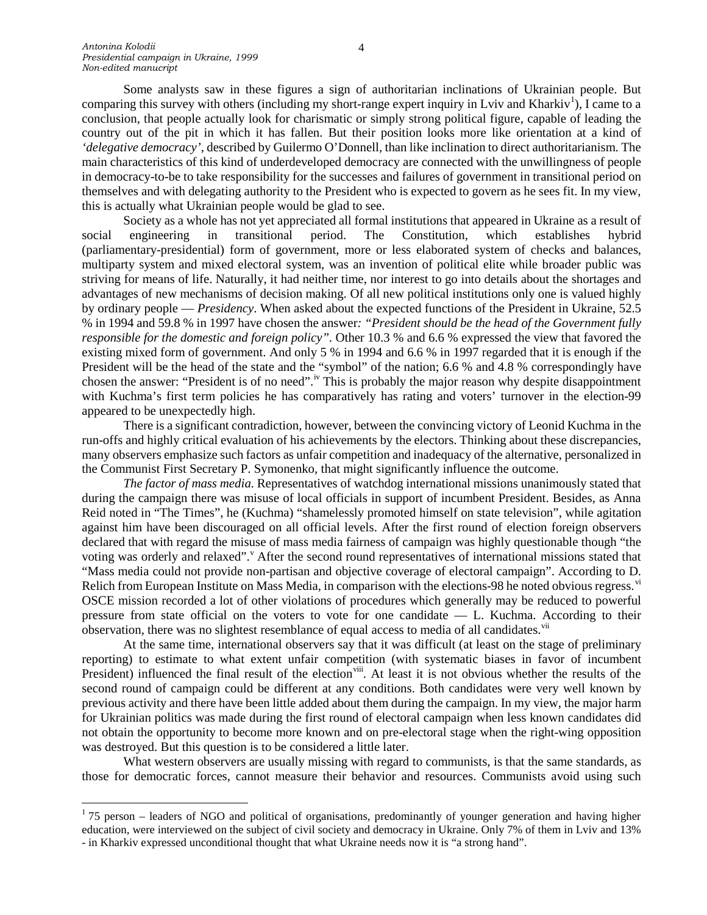Some analysts saw in these figures a sign of authoritarian inclinations of Ukrainian people. But comparing this survey with others (including my short-range expert inquiry in Lviv and Kharkiv[1]), I came to a conclusion, that people actually look for charismatic or simply strong political figure, capable of leading the country out of the pit in which it has fallen. But their position looks more like orientation at a kind of *'delegative democracy'*, described by Guilermo O'Donnell, than like inclination to direct authoritarianism. The main characteristics of this kind of underdeveloped democracy are connected with the unwillingness of people in democracy-to-be to take responsibility for the successes and failures of government in transitional period on themselves and with delegating authority to the President who is expected to govern as he sees fit. In my view, this is actually what Ukrainian people would be glad to see.

Society as a whole has not yet appreciated all formal institutions that appeared in Ukraine as a result of social engineering in transitional period. The Constitution, which establishes hybrid (parliamentary-presidential) form of government, more or less elaborated system of checks and balances, multiparty system and mixed electoral system, was an invention of political elite while broader public was striving for means of life. Naturally, it had neither time, nor interest to go into details about the shortages and advantages of new mechanisms of decision making. Of all new political institutions only one is valued highly by ordinary people — *Presidency*. When asked about the expected functions of the President in Ukraine, 52.5 % in 1994 and 59.8 % in 1997 have chosen the answer*: "President should be the head of the Government fully responsible for the domestic and foreign policy"*. Other 10.3 % and 6.6 % expressed the view that favored the existing mixed form of government. And only 5 % in 1994 and 6.6 % in 1997 regarded that it is enough if the President will be the head of the state and the "symbol" of the nation; 6.6 % and 4.8 % correspondingly have chosen the answer: "President is of no need".[iv] This is probably the major reason why despite disappointment with Kuchma's first term policies he has comparatively has rating and voters' turnover in the election-99 appeared to be unexpectedly high.

There is a significant contradiction, however, between the convincing victory of Leonid Kuchma in the run-offs and highly critical evaluation of his achievements by the electors. Thinking about these discrepancies, many observers emphasize such factors as unfair competition and inadequacy of the alternative, personalized in the Communist First Secretary P. Symonenko, that might significantly influence the outcome.

*The factor of mass media.* Representatives of watchdog international missions unanimously stated that during the campaign there was misuse of local officials in support of incumbent President. Besides, as Anna Reid noted in "The Times", he (Kuchma) "shamelessly promoted himself on state television", while agitation against him have been discouraged on all official levels. After the first round of election foreign observers declared that with regard the misuse of mass media fairness of campaign was highly questionable though "the voting was orderly and relaxed".[v] After the second round representatives of international missions stated that "Mass media could not provide non-partisan and objective coverage of electoral campaign". According to D. Relich from European Institute on Mass Media, in comparison with the elections-98 he noted obvious regress.[vi] OSCE mission recorded a lot of other violations of procedures which generally may be reduced to powerful pressure from state official on the voters to vote for one candidate — L. Kuchma. According to their observation, there was no slightest resemblance of equal access to media of all candidates.[vii]

At the same time, international observers say that it was difficult (at least on the stage of preliminary reporting) to estimate to what extent unfair competition (with systematic biases in favor of incumbent President) influenced the final result of the election[viii]. At least it is not obvious whether the results of the second round of campaign could be different at any conditions. Both candidates were very well known by previous activity and there have been little added about them during the campaign. In my view, the major harm for Ukrainian politics was made during the first round of electoral campaign when less known candidates did not obtain the opportunity to become more known and on pre-electoral stage when the right-wing opposition was destroyed. But this question is to be considered a little later.

What western observers are usually missing with regard to communists, is that the same standards, as those for democratic forces, cannot measure their behavior and resources. Communists avoid using such

---

[1] 75 person – leaders of NGO and political of organisations, predominantly of younger generation and having higher education, were interviewed on the subject of civil society and democracy in Ukraine. Only 7% of them in Lviv and 13% - in Kharkiv expressed unconditional thought that what Ukraine needs now it is "a strong hand".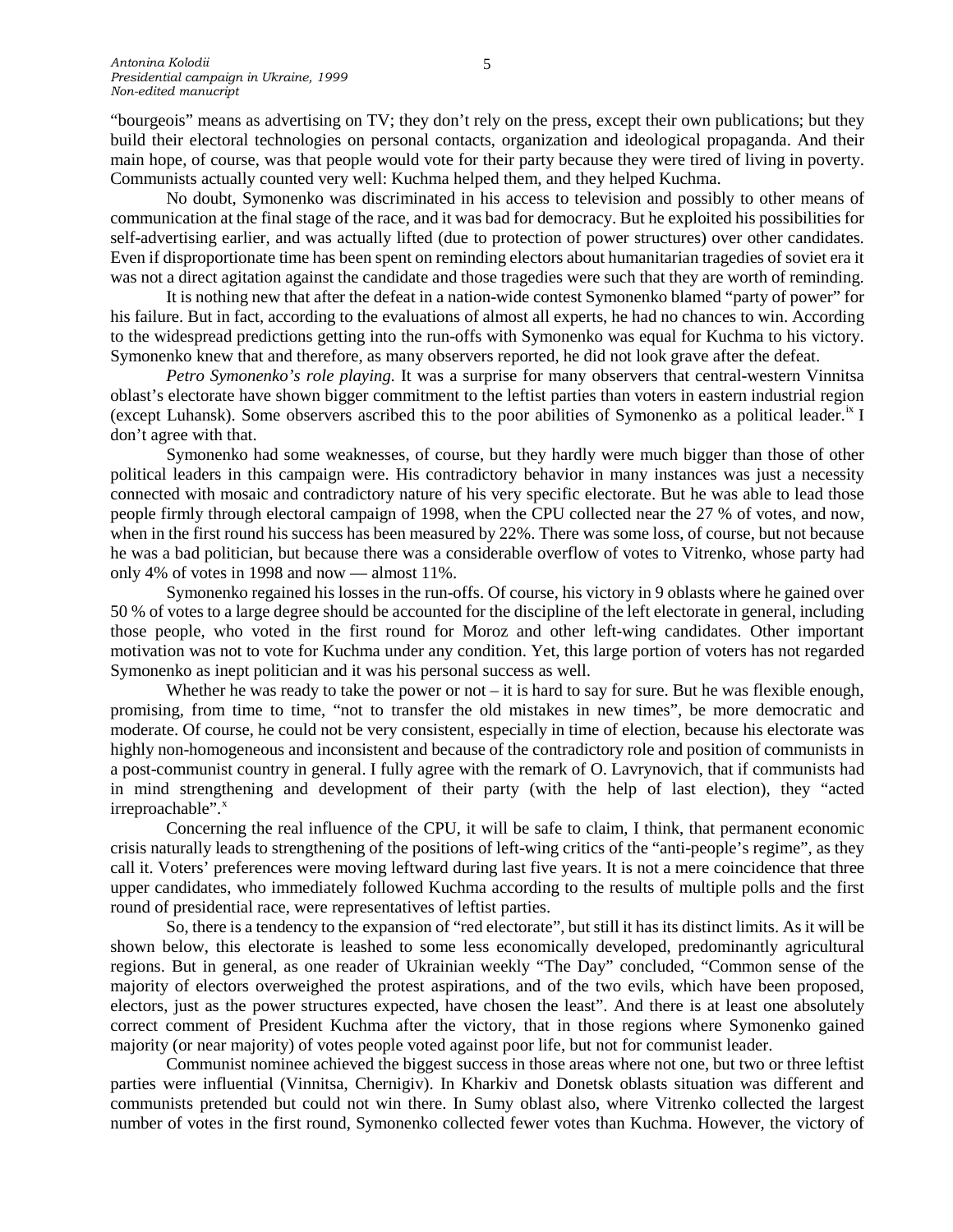"bourgeois" means as advertising on TV; they don't rely on the press, except their own publications; but they build their electoral technologies on personal contacts, organization and ideological propaganda. And their main hope, of course, was that people would vote for their party because they were tired of living in poverty. Communists actually counted very well: Kuchma helped them, and they helped Kuchma.

No doubt, Symonenko was discriminated in his access to television and possibly to other means of communication at the final stage of the race, and it was bad for democracy. But he exploited his possibilities for self-advertising earlier, and was actually lifted (due to protection of power structures) over other candidates. Even if disproportionate time has been spent on reminding electors about humanitarian tragedies of soviet era it was not a direct agitation against the candidate and those tragedies were such that they are worth of reminding.

It is nothing new that after the defeat in a nation-wide contest Symonenko blamed "party of power" for his failure. But in fact, according to the evaluations of almost all experts, he had no chances to win. According to the widespread predictions getting into the run-offs with Symonenko was equal for Kuchma to his victory. Symonenko knew that and therefore, as many observers reported, he did not look grave after the defeat.

*Petro Symonenko's role playing.* It was a surprise for many observers that central-western Vinnitsa oblast's electorate have shown bigger commitment to the leftist parties than voters in eastern industrial region (except Luhansk). Some observers ascribed this to the poor abilities of Symonenko as a political leader.[ix] I don't agree with that.

Symonenko had some weaknesses, of course, but they hardly were much bigger than those of other political leaders in this campaign were. His contradictory behavior in many instances was just a necessity connected with mosaic and contradictory nature of his very specific electorate. But he was able to lead those people firmly through electoral campaign of 1998, when the CPU collected near the 27 % of votes, and now, when in the first round his success has been measured by 22%. There was some loss, of course, but not because he was a bad politician, but because there was a considerable overflow of votes to Vitrenko, whose party had only 4% of votes in 1998 and now — almost 11%.

Symonenko regained his losses in the run-offs. Of course, his victory in 9 oblasts where he gained over 50 % of votes to a large degree should be accounted for the discipline of the left electorate in general, including those people, who voted in the first round for Moroz and other left-wing candidates. Other important motivation was not to vote for Kuchma under any condition. Yet, this large portion of voters has not regarded Symonenko as inept politician and it was his personal success as well.

Whether he was ready to take the power or not – it is hard to say for sure. But he was flexible enough, promising, from time to time, "not to transfer the old mistakes in new times", be more democratic and moderate. Of course, he could not be very consistent, especially in time of election, because his electorate was highly non-homogeneous and inconsistent and because of the contradictory role and position of communists in a post-communist country in general. I fully agree with the remark of O. Lavrynovich, that if communists had in mind strengthening and development of their party (with the help of last election), they "acted irreproachable".[x]

Concerning the real influence of the CPU, it will be safe to claim, I think, that permanent economic crisis naturally leads to strengthening of the positions of left-wing critics of the "anti-people's regime", as they call it. Voters' preferences were moving leftward during last five years. It is not a mere coincidence that three upper candidates, who immediately followed Kuchma according to the results of multiple polls and the first round of presidential race, were representatives of leftist parties.

So, there is a tendency to the expansion of "red electorate", but still it has its distinct limits. As it will be shown below, this electorate is leashed to some less economically developed, predominantly agricultural regions. But in general, as one reader of Ukrainian weekly "The Day" concluded, "Common sense of the majority of electors overweighed the protest aspirations, and of the two evils, which have been proposed, electors, just as the power structures expected, have chosen the least". And there is at least one absolutely correct comment of President Kuchma after the victory, that in those regions where Symonenko gained majority (or near majority) of votes people voted against poor life, but not for communist leader.

Communist nominee achieved the biggest success in those areas where not one, but two or three leftist parties were influential (Vinnitsa, Chernigiv). In Kharkiv and Donetsk oblasts situation was different and communists pretended but could not win there. In Sumy oblast also, where Vitrenko collected the largest number of votes in the first round, Symonenko collected fewer votes than Kuchma. However, the victory of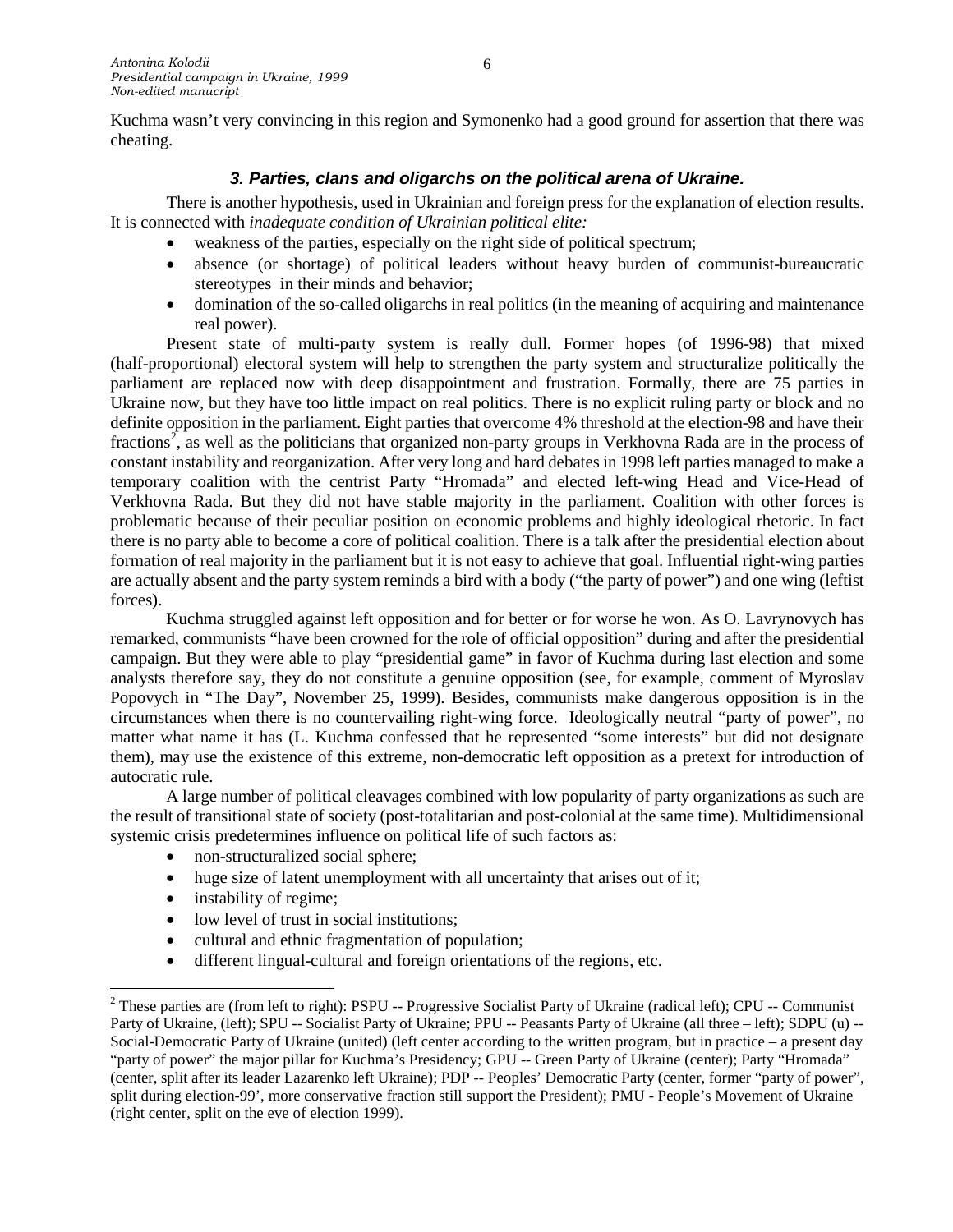Kuchma wasn't very convincing in this region and Symonenko had a good ground for assertion that there was cheating.

### *3. Parties, clans and oligarchs on the political arena of Ukraine.*

There is another hypothesis, used in Ukrainian and foreign press for the explanation of election results. It is connected with *inadequate condition of Ukrainian political elite:*

- weakness of the parties, especially on the right side of political spectrum;
- absence (or shortage) of political leaders without heavy burden of communist-bureaucratic stereotypes in their minds and behavior;
- domination of the so-called oligarchs in real politics (in the meaning of acquiring and maintenance real power).

Present state of multi-party system is really dull. Former hopes (of 1996-98) that mixed (half-proportional) electoral system will help to strengthen the party system and structuralize politically the parliament are replaced now with deep disappointment and frustration. Formally, there are 75 parties in Ukraine now, but they have too little impact on real politics. There is no explicit ruling party or block and no definite opposition in the parliament. Eight parties that overcome 4% threshold at the election-98 and have their fractions[2], as well as the politicians that organized non-party groups in Verkhovna Rada are in the process of constant instability and reorganization. After very long and hard debates in 1998 left parties managed to make a temporary coalition with the centrist Party "Hromada" and elected left-wing Head and Vice-Head of Verkhovna Rada. But they did not have stable majority in the parliament. Coalition with other forces is problematic because of their peculiar position on economic problems and highly ideological rhetoric. In fact there is no party able to become a core of political coalition. There is a talk after the presidential election about formation of real majority in the parliament but it is not easy to achieve that goal. Influential right-wing parties are actually absent and the party system reminds a bird with a body ("the party of power") and one wing (leftist forces).

Kuchma struggled against left opposition and for better or for worse he won. As O. Lavrynovych has remarked, communists "have been crowned for the role of official opposition" during and after the presidential campaign. But they were able to play "presidential game" in favor of Kuchma during last election and some analysts therefore say, they do not constitute a genuine opposition (see, for example, comment of Myroslav Popovych in "The Day", November 25, 1999). Besides, communists make dangerous opposition is in the circumstances when there is no countervailing right-wing force. Ideologically neutral "party of power", no matter what name it has (L. Kuchma confessed that he represented "some interests" but did not designate them), may use the existence of this extreme, non-democratic left opposition as a pretext for introduction of autocratic rule.

A large number of political cleavages combined with low popularity of party organizations as such are the result of transitional state of society (post-totalitarian and post-colonial at the same time). Multidimensional systemic crisis predetermines influence on political life of such factors as:

- non-structuralized social sphere;
- huge size of latent unemployment with all uncertainty that arises out of it;
- instability of regime;
- low level of trust in social institutions;
- cultural and ethnic fragmentation of population;
- different lingual-cultural and foreign orientations of the regions, etc.

---

[2] These parties are (from left to right): PSPU -- Progressive Socialist Party of Ukraine (radical left); CPU -- Communist Party of Ukraine, (left); SPU -- Socialist Party of Ukraine; PPU -- Peasants Party of Ukraine (all three – left); SDPU (u) -- Social-Democratic Party of Ukraine (united) (left center according to the written program, but in practice – a present day "party of power" the major pillar for Kuchma's Presidency; GPU -- Green Party of Ukraine (center); Party "Hromada" (center, split after its leader Lazarenko left Ukraine); PDP -- Peoples' Democratic Party (center, former "party of power", split during election-99', more conservative fraction still support the President); PMU - People's Movement of Ukraine (right center, split on the eve of election 1999).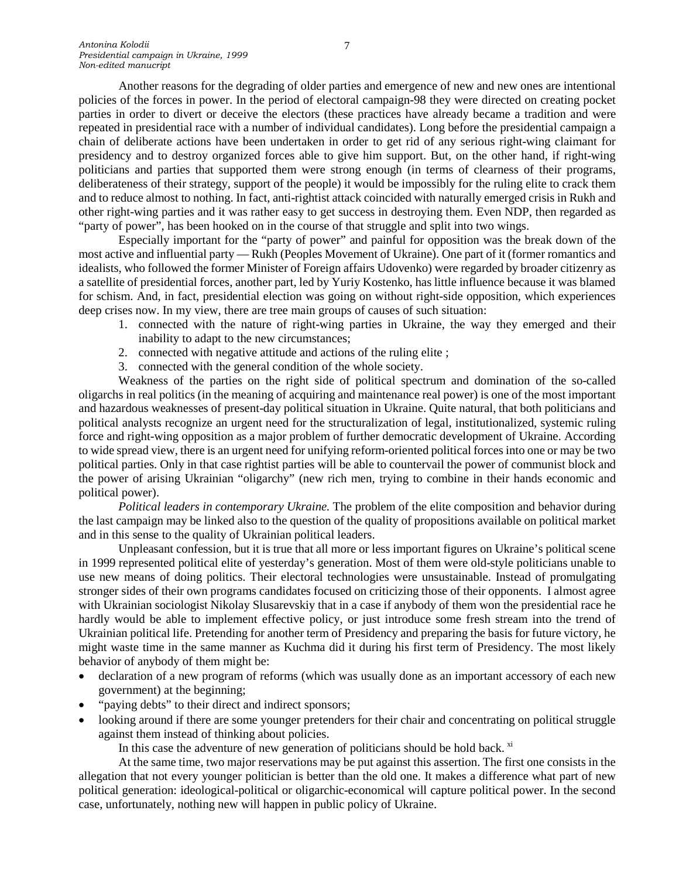Another reasons for the degrading of older parties and emergence of new and new ones are intentional policies of the forces in power. In the period of electoral campaign-98 they were directed on creating pocket parties in order to divert or deceive the electors (these practices have already became a tradition and were repeated in presidential race with a number of individual candidates). Long before the presidential campaign a chain of deliberate actions have been undertaken in order to get rid of any serious right-wing claimant for presidency and to destroy organized forces able to give him support. But, on the other hand, if right-wing politicians and parties that supported them were strong enough (in terms of clearness of their programs, deliberateness of their strategy, support of the people) it would be impossibly for the ruling elite to crack them and to reduce almost to nothing. In fact, anti-rightist attack coincided with naturally emerged crisis in Rukh and other right-wing parties and it was rather easy to get success in destroying them. Even NDP, then regarded as "party of power", has been hooked on in the course of that struggle and split into two wings.

Especially important for the "party of power" and painful for opposition was the break down of the most active and influential party — Rukh (Peoples Movement of Ukraine). One part of it (former romantics and idealists, who followed the former Minister of Foreign affairs Udovenko) were regarded by broader citizenry as a satellite of presidential forces, another part, led by Yuriy Kostenko, has little influence because it was blamed for schism. And, in fact, presidential election was going on without right-side opposition, which experiences deep crises now. In my view, there are tree main groups of causes of such situation:

1. connected with the nature of right-wing parties in Ukraine, the way they emerged and their inability to adapt to the new circumstances;
2. connected with negative attitude and actions of the ruling elite ;
3. connected with the general condition of the whole society.

Weakness of the parties on the right side of political spectrum and domination of the so-called oligarchs in real politics (in the meaning of acquiring and maintenance real power) is one of the most important and hazardous weaknesses of present-day political situation in Ukraine. Quite natural, that both politicians and political analysts recognize an urgent need for the structuralization of legal, institutionalized, systemic ruling force and right-wing opposition as a major problem of further democratic development of Ukraine. According to wide spread view, there is an urgent need for unifying reform-oriented political forces into one or may be two political parties. Only in that case rightist parties will be able to countervail the power of communist block and the power of arising Ukrainian "oligarchy" (new rich men, trying to combine in their hands economic and political power).

*Political leaders in contemporary Ukraine.* The problem of the elite composition and behavior during the last campaign may be linked also to the question of the quality of propositions available on political market and in this sense to the quality of Ukrainian political leaders.

Unpleasant confession, but it is true that all more or less important figures on Ukraine's political scene in 1999 represented political elite of yesterday's generation. Most of them were old-style politicians unable to use new means of doing politics. Their electoral technologies were unsustainable. Instead of promulgating stronger sides of their own programs candidates focused on criticizing those of their opponents. I almost agree with Ukrainian sociologist Nikolay Slusarevskiy that in a case if anybody of them won the presidential race he hardly would be able to implement effective policy, or just introduce some fresh stream into the trend of Ukrainian political life. Pretending for another term of Presidency and preparing the basis for future victory, he might waste time in the same manner as Kuchma did it during his first term of Presidency. The most likely behavior of anybody of them might be:

- declaration of a new program of reforms (which was usually done as an important accessory of each new government) at the beginning;
- "paying debts" to their direct and indirect sponsors;
- looking around if there are some younger pretenders for their chair and concentrating on political struggle against them instead of thinking about policies.

In this case the adventure of new generation of politicians should be hold back. [xi]

At the same time, two major reservations may be put against this assertion. The first one consists in the allegation that not every younger politician is better than the old one. It makes a difference what part of new political generation: ideological-political or oligarchic-economical will capture political power. In the second case, unfortunately, nothing new will happen in public policy of Ukraine.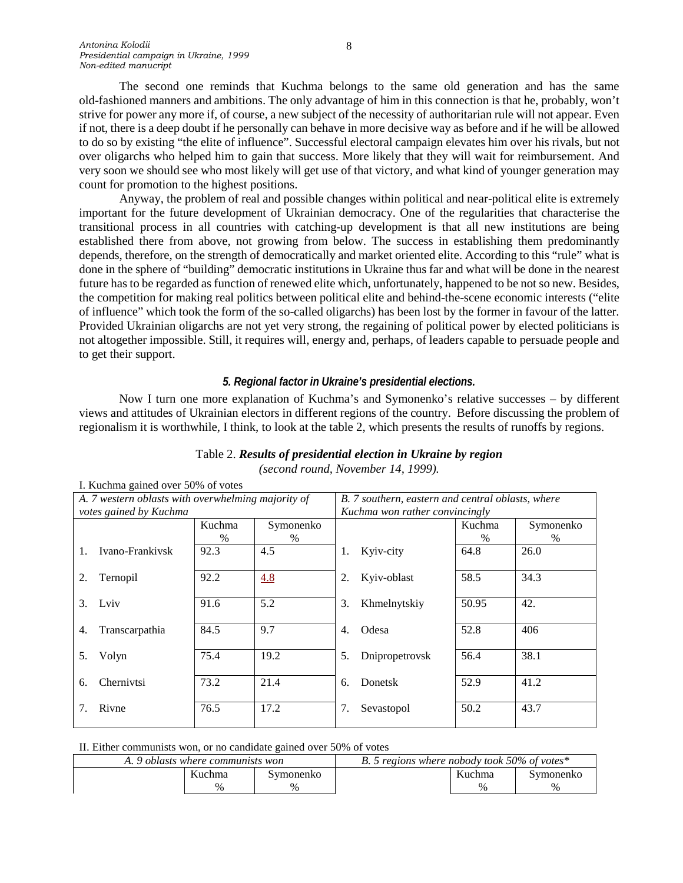The second one reminds that Kuchma belongs to the same old generation and has the same old-fashioned manners and ambitions. The only advantage of him in this connection is that he, probably, won't strive for power any more if, of course, a new subject of the necessity of authoritarian rule will not appear. Even if not, there is a deep doubt if he personally can behave in more decisive way as before and if he will be allowed to do so by existing "the elite of influence". Successful electoral campaign elevates him over his rivals, but not over oligarchs who helped him to gain that success. More likely that they will wait for reimbursement. And very soon we should see who most likely will get use of that victory, and what kind of younger generation may count for promotion to the highest positions.

Anyway, the problem of real and possible changes within political and near-political elite is extremely important for the future development of Ukrainian democracy. One of the regularities that characterise the transitional process in all countries with catching-up development is that all new institutions are being established there from above, not growing from below. The success in establishing them predominantly depends, therefore, on the strength of democratically and market oriented elite. According to this "rule" what is done in the sphere of "building" democratic institutions in Ukraine thus far and what will be done in the nearest future has to be regarded as function of renewed elite which, unfortunately, happened to be not so new. Besides, the competition for making real politics between political elite and behind-the-scene economic interests ("elite of influence" which took the form of the so-called oligarchs) has been lost by the former in favour of the latter. Provided Ukrainian oligarchs are not yet very strong, the regaining of political power by elected politicians is not altogether impossible. Still, it requires will, energy and, perhaps, of leaders capable to persuade people and to get their support.

### *5. Regional factor in Ukraine's presidential elections.*

Now I turn one more explanation of Kuchma's and Symonenko's relative successes – by different views and attitudes of Ukrainian electors in different regions of the country. Before discussing the problem of regionalism it is worthwhile, I think, to look at the table 2, which presents the results of runoffs by regions.

Table 2. ***Results of presidential election in Ukraine by region***
*(second round, November 14, 1999).*

I. Kuchma gained over 50% of votes

| *A. 7 western oblasts with overwhelming majority of votes gained by Kuchma* | | | *B. 7 southern, eastern and central oblasts, where Kuchma won rather convincingly* | | |
|---|---|---|---|---|---|
| | Kuchma % | Symonenko % | | Kuchma % | Symonenko % |
| 1. Ivano-Frankivsk | 92.3 | 4.5 | 1. Kyiv-city | 64.8 | 26.0 |
| 2. Ternopil | 92.2 | 4.8 | 2. Kyiv-oblast | 58.5 | 34.3 |
| 3. Lviv | 91.6 | 5.2 | 3. Khmelnytskiy | 50.95 | 42. |
| 4. Transcarpathia | 84.5 | 9.7 | 4. Odesa | 52.8 | 406 |
| 5. Volyn | 75.4 | 19.2 | 5. Dnipropetrovsk | 56.4 | 38.1 |
| 6. Chernivtsi | 73.2 | 21.4 | 6. Donetsk | 52.9 | 41.2 |
| 7. Rivne | 76.5 | 17.2 | 7. Sevastopol | 50.2 | 43.7 |

II. Either communists won, or no candidate gained over 50% of votes

| *A. 9 oblasts where communists won* | | | *B. 5 regions where nobody took 50% of votes** | | |
|---|---|---|---|---|---|
| | Kuchma % | Symonenko % | | Kuchma % | Symonenko % |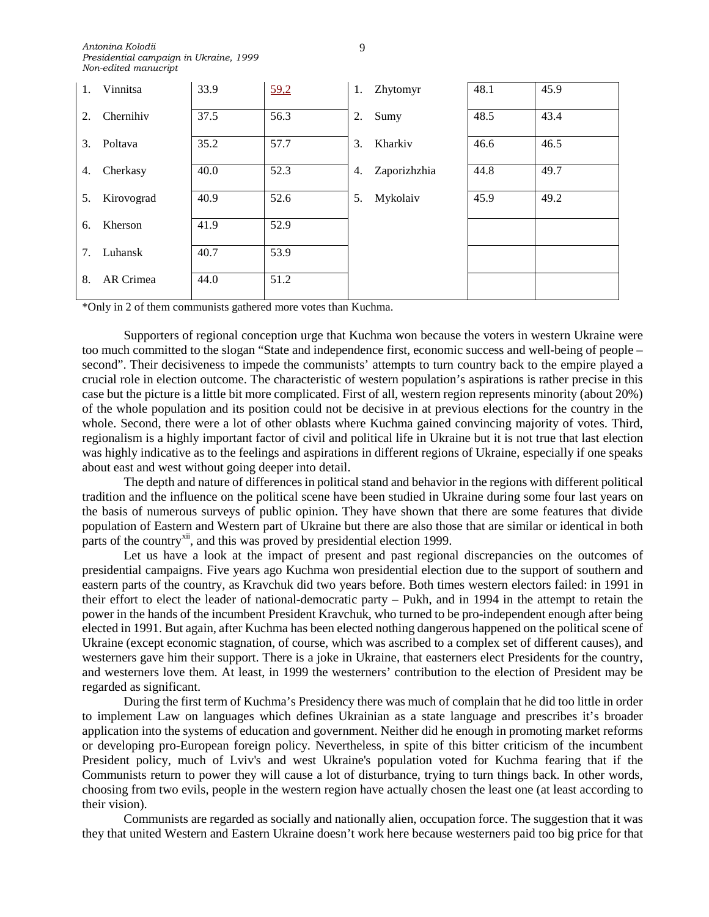| 1. Vinnitsa | 33.9 | 59,2 | 1. Zhytomyr | 48.1 | 45.9 |
|---|---|---|---|---|---|
| 2. Chernihiv | 37.5 | 56.3 | 2. Sumy | 48.5 | 43.4 |
| 3. Poltava | 35.2 | 57.7 | 3. Kharkiv | 46.6 | 46.5 |
| 4. Cherkasy | 40.0 | 52.3 | 4. Zaporizhzhia | 44.8 | 49.7 |
| 5. Kirovograd | 40.9 | 52.6 | 5. Mykolaiv | 45.9 | 49.2 |
| 6. Kherson | 41.9 | 52.9 | | | |
| 7. Luhansk | 40.7 | 53.9 | | | |
| 8. AR Crimea | 44.0 | 51.2 | | | |

*Only in 2 of them communists gathered more votes than Kuchma.

Supporters of regional conception urge that Kuchma won because the voters in western Ukraine were too much committed to the slogan "State and independence first, economic success and well-being of people – second". Their decisiveness to impede the communists' attempts to turn country back to the empire played a crucial role in election outcome. The characteristic of western population's aspirations is rather precise in this case but the picture is a little bit more complicated. First of all, western region represents minority (about 20%) of the whole population and its position could not be decisive in at previous elections for the country in the whole. Second, there were a lot of other oblasts where Kuchma gained convincing majority of votes. Third, regionalism is a highly important factor of civil and political life in Ukraine but it is not true that last election was highly indicative as to the feelings and aspirations in different regions of Ukraine, especially if one speaks about east and west without going deeper into detail.

The depth and nature of differences in political stand and behavior in the regions with different political tradition and the influence on the political scene have been studied in Ukraine during some four last years on the basis of numerous surveys of public opinion. They have shown that there are some features that divide population of Eastern and Western part of Ukraine but there are also those that are similar or identical in both parts of the country[xii], and this was proved by presidential election 1999.

Let us have a look at the impact of present and past regional discrepancies on the outcomes of presidential campaigns. Five years ago Kuchma won presidential election due to the support of southern and eastern parts of the country, as Kravchuk did two years before. Both times western electors failed: in 1991 in their effort to elect the leader of national-democratic party – Pukh, and in 1994 in the attempt to retain the power in the hands of the incumbent President Kravchuk, who turned to be pro-independent enough after being elected in 1991. But again, after Kuchma has been elected nothing dangerous happened on the political scene of Ukraine (except economic stagnation, of course, which was ascribed to a complex set of different causes), and westerners gave him their support. There is a joke in Ukraine, that easterners elect Presidents for the country, and westerners love them. At least, in 1999 the westerners' contribution to the election of President may be regarded as significant.

During the first term of Kuchma's Presidency there was much of complain that he did too little in order to implement Law on languages which defines Ukrainian as a state language and prescribes it's broader application into the systems of education and government. Neither did he enough in promoting market reforms or developing pro-European foreign policy. Nevertheless, in spite of this bitter criticism of the incumbent President policy, much of Lviv's and west Ukraine's population voted for Kuchma fearing that if the Communists return to power they will cause a lot of disturbance, trying to turn things back. In other words, choosing from two evils, people in the western region have actually chosen the least one (at least according to their vision).

Communists are regarded as socially and nationally alien, occupation force. The suggestion that it was they that united Western and Eastern Ukraine doesn't work here because westerners paid too big price for that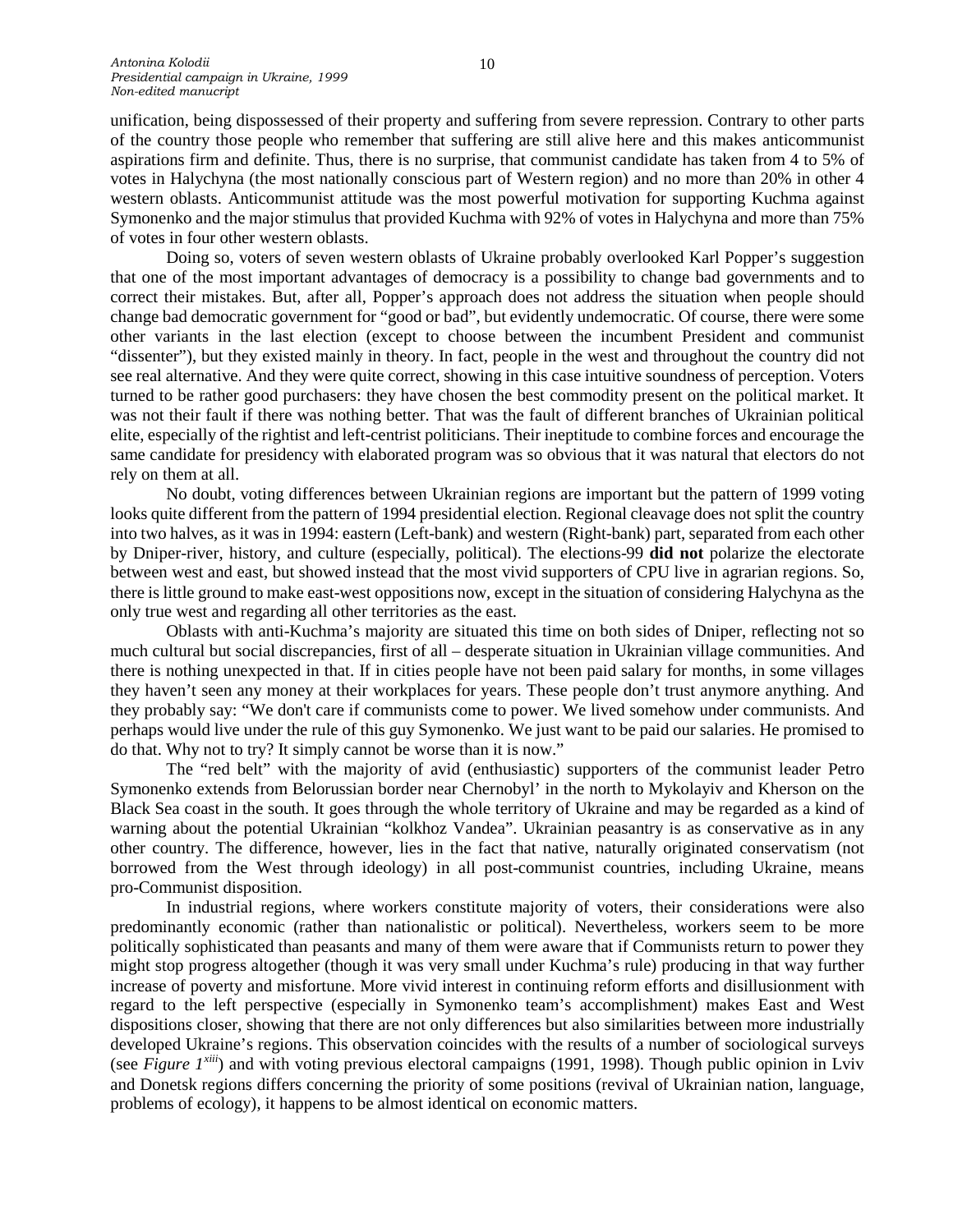unification, being dispossessed of their property and suffering from severe repression. Contrary to other parts of the country those people who remember that suffering are still alive here and this makes anticommunist aspirations firm and definite. Thus, there is no surprise, that communist candidate has taken from 4 to 5% of votes in Halychyna (the most nationally conscious part of Western region) and no more than 20% in other 4 western oblasts. Anticommunist attitude was the most powerful motivation for supporting Kuchma against Symonenko and the major stimulus that provided Kuchma with 92% of votes in Halychyna and more than 75% of votes in four other western oblasts.

Doing so, voters of seven western oblasts of Ukraine probably overlooked Karl Popper's suggestion that one of the most important advantages of democracy is a possibility to change bad governments and to correct their mistakes. But, after all, Popper's approach does not address the situation when people should change bad democratic government for "good or bad", but evidently undemocratic. Of course, there were some other variants in the last election (except to choose between the incumbent President and communist "dissenter"), but they existed mainly in theory. In fact, people in the west and throughout the country did not see real alternative. And they were quite correct, showing in this case intuitive soundness of perception. Voters turned to be rather good purchasers: they have chosen the best commodity present on the political market. It was not their fault if there was nothing better. That was the fault of different branches of Ukrainian political elite, especially of the rightist and left-centrist politicians. Their ineptitude to combine forces and encourage the same candidate for presidency with elaborated program was so obvious that it was natural that electors do not rely on them at all.

No doubt, voting differences between Ukrainian regions are important but the pattern of 1999 voting looks quite different from the pattern of 1994 presidential election. Regional cleavage does not split the country into two halves, as it was in 1994: eastern (Left-bank) and western (Right-bank) part, separated from each other by Dniper-river, history, and culture (especially, political). The elections-99 **did not** polarize the electorate between west and east, but showed instead that the most vivid supporters of CPU live in agrarian regions. So, there is little ground to make east-west oppositions now, except in the situation of considering Halychyna as the only true west and regarding all other territories as the east.

Oblasts with anti-Kuchma's majority are situated this time on both sides of Dniper, reflecting not so much cultural but social discrepancies, first of all – desperate situation in Ukrainian village communities. And there is nothing unexpected in that. If in cities people have not been paid salary for months, in some villages they haven't seen any money at their workplaces for years. These people don't trust anymore anything. And they probably say: "We don't care if communists come to power. We lived somehow under communists. And perhaps would live under the rule of this guy Symonenko. We just want to be paid our salaries. He promised to do that. Why not to try? It simply cannot be worse than it is now."

The "red belt" with the majority of avid (enthusiastic) supporters of the communist leader Petro Symonenko extends from Belorussian border near Chernobyl' in the north to Mykolayiv and Kherson on the Black Sea coast in the south. It goes through the whole territory of Ukraine and may be regarded as a kind of warning about the potential Ukrainian "kolkhoz Vandea". Ukrainian peasantry is as conservative as in any other country. The difference, however, lies in the fact that native, naturally originated conservatism (not borrowed from the West through ideology) in all post-communist countries, including Ukraine, means pro-Communist disposition.

In industrial regions, where workers constitute majority of voters, their considerations were also predominantly economic (rather than nationalistic or political). Nevertheless, workers seem to be more politically sophisticated than peasants and many of them were aware that if Communists return to power they might stop progress altogether (though it was very small under Kuchma's rule) producing in that way further increase of poverty and misfortune. More vivid interest in continuing reform efforts and disillusionment with regard to the left perspective (especially in Symonenko team's accomplishment) makes East and West dispositions closer, showing that there are not only differences but also similarities between more industrially developed Ukraine's regions. This observation coincides with the results of a number of sociological surveys (see *Figure 1*[xiii]) and with voting previous electoral campaigns (1991, 1998). Though public opinion in Lviv and Donetsk regions differs concerning the priority of some positions (revival of Ukrainian nation, language, problems of ecology), it happens to be almost identical on economic matters.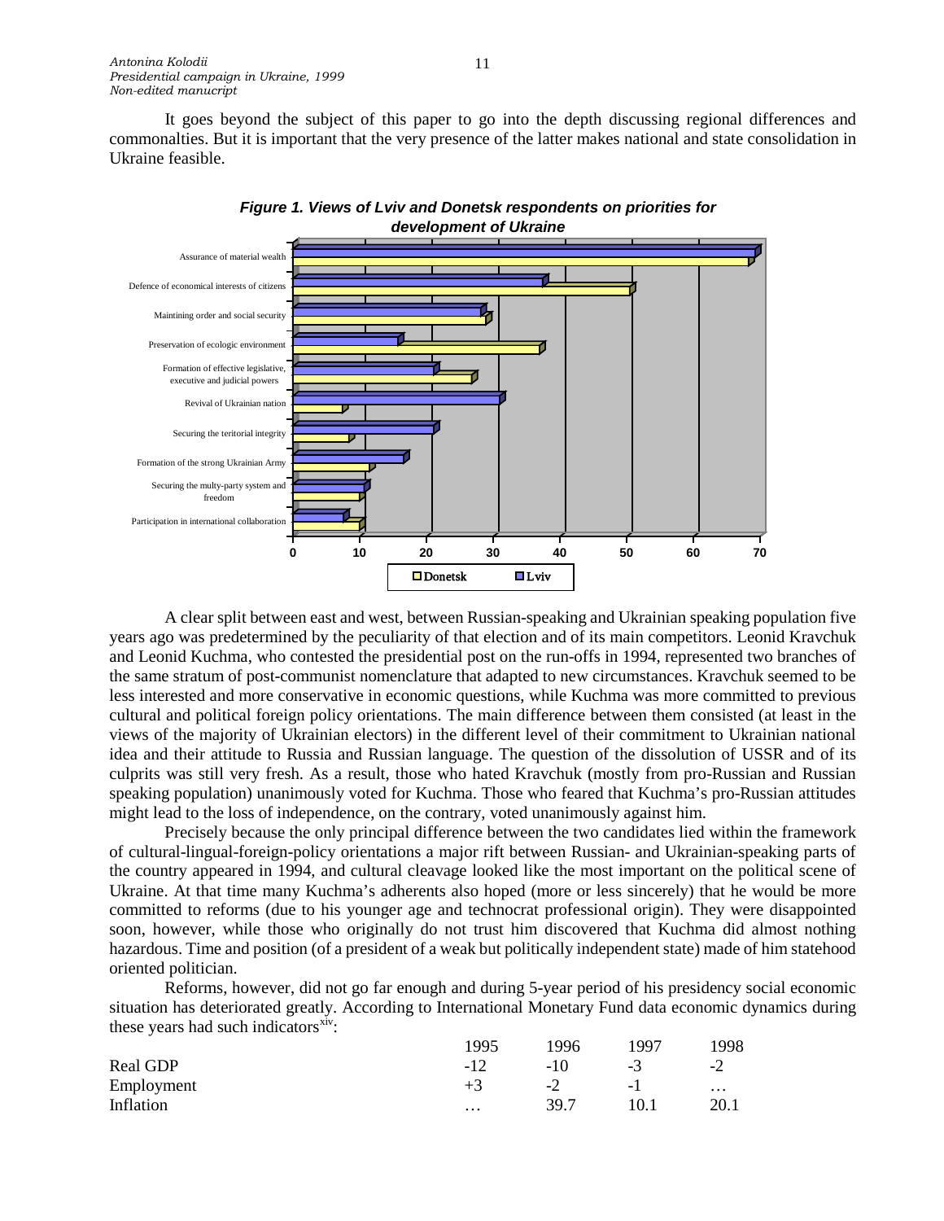It goes beyond the subject of this paper to go into the depth discussing regional differences and commonalties. But it is important that the very presence of the latter makes national and state consolidation in Ukraine feasible.

***Figure 1. Views of Lviv and Donetsk respondents on priorities for development of Ukraine***

A clear split between east and west, between Russian-speaking and Ukrainian speaking population five years ago was predetermined by the peculiarity of that election and of its main competitors. Leonid Kravchuk and Leonid Kuchma, who contested the presidential post on the run-offs in 1994, represented two branches of the same stratum of post-communist nomenclature that adapted to new circumstances. Kravchuk seemed to be less interested and more conservative in economic questions, while Kuchma was more committed to previous cultural and political foreign policy orientations. The main difference between them consisted (at least in the views of the majority of Ukrainian electors) in the different level of their commitment to Ukrainian national idea and their attitude to Russia and Russian language. The question of the dissolution of USSR and of its culprits was still very fresh. As a result, those who hated Kravchuk (mostly from pro-Russian and Russian speaking population) unanimously voted for Kuchma. Those who feared that Kuchma's pro-Russian attitudes might lead to the loss of independence, on the contrary, voted unanimously against him.

Precisely because the only principal difference between the two candidates lied within the framework of cultural-lingual-foreign-policy orientations a major rift between Russian- and Ukrainian-speaking parts of the country appeared in 1994, and cultural cleavage looked like the most important on the political scene of Ukraine. At that time many Kuchma's adherents also hoped (more or less sincerely) that he would be more committed to reforms (due to his younger age and technocrat professional origin). They were disappointed soon, however, while those who originally do not trust him discovered that Kuchma did almost nothing hazardous. Time and position (of a president of a weak but politically independent state) made of him statehood oriented politician.

Reforms, however, did not go far enough and during 5-year period of his presidency social economic situation has deteriorated greatly. According to International Monetary Fund data economic dynamics during these years had such indicators[xiv]:

| | 1995 | 1996 | 1997 | 1998 |
|---|---|---|---|---|
| Real GDP | -12 | -10 | -3 | -2 |
| Employment | +3 | -2 | -1 | … |
| Inflation | … | 39.7 | 10.1 | 20.1 |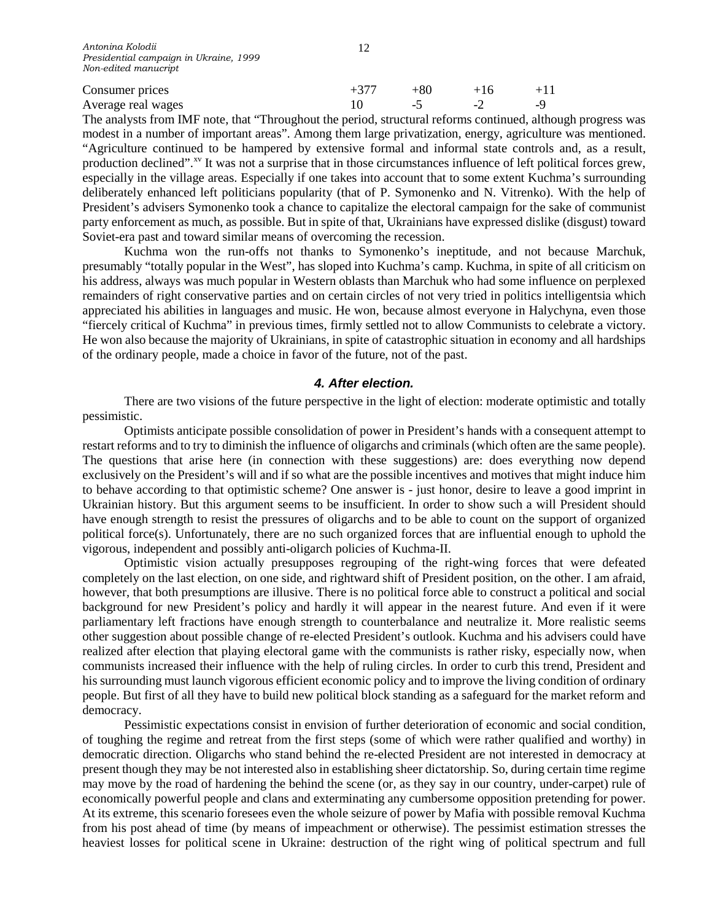| | | | | |
|---|---|---|---|---|
| Consumer prices | +377 | +80 | +16 | +11 |
| Average real wages | 10 | -5 | -2 | -9 |

The analysts from IMF note, that "Throughout the period, structural reforms continued, although progress was modest in a number of important areas". Among them large privatization, energy, agriculture was mentioned. "Agriculture continued to be hampered by extensive formal and informal state controls and, as a result, production declined".[xv] It was not a surprise that in those circumstances influence of left political forces grew, especially in the village areas. Especially if one takes into account that to some extent Kuchma's surrounding deliberately enhanced left politicians popularity (that of P. Symonenko and N. Vitrenko). With the help of President's advisers Symonenko took a chance to capitalize the electoral campaign for the sake of communist party enforcement as much, as possible. But in spite of that, Ukrainians have expressed dislike (disgust) toward Soviet-era past and toward similar means of overcoming the recession.

Kuchma won the run-offs not thanks to Symonenko's ineptitude, and not because Marchuk, presumably "totally popular in the West", has sloped into Kuchma's camp. Kuchma, in spite of all criticism on his address, always was much popular in Western oblasts than Marchuk who had some influence on perplexed remainders of right conservative parties and on certain circles of not very tried in politics intelligentsia which appreciated his abilities in languages and music. He won, because almost everyone in Halychyna, even those "fiercely critical of Kuchma" in previous times, firmly settled not to allow Communists to celebrate a victory. He won also because the majority of Ukrainians, in spite of catastrophic situation in economy and all hardships of the ordinary people, made a choice in favor of the future, not of the past.

## *4. After election.*

There are two visions of the future perspective in the light of election: moderate optimistic and totally pessimistic.

Optimists anticipate possible consolidation of power in President's hands with a consequent attempt to restart reforms and to try to diminish the influence of oligarchs and criminals (which often are the same people). The questions that arise here (in connection with these suggestions) are: does everything now depend exclusively on the President's will and if so what are the possible incentives and motives that might induce him to behave according to that optimistic scheme? One answer is - just honor, desire to leave a good imprint in Ukrainian history. But this argument seems to be insufficient. In order to show such a will President should have enough strength to resist the pressures of oligarchs and to be able to count on the support of organized political force(s). Unfortunately, there are no such organized forces that are influential enough to uphold the vigorous, independent and possibly anti-oligarch policies of Kuchma-II.

Optimistic vision actually presupposes regrouping of the right-wing forces that were defeated completely on the last election, on one side, and rightward shift of President position, on the other. I am afraid, however, that both presumptions are illusive. There is no political force able to construct a political and social background for new President's policy and hardly it will appear in the nearest future. And even if it were parliamentary left fractions have enough strength to counterbalance and neutralize it. More realistic seems other suggestion about possible change of re-elected President's outlook. Kuchma and his advisers could have realized after election that playing electoral game with the communists is rather risky, especially now, when communists increased their influence with the help of ruling circles. In order to curb this trend, President and his surrounding must launch vigorous efficient economic policy and to improve the living condition of ordinary people. But first of all they have to build new political block standing as a safeguard for the market reform and democracy.

Pessimistic expectations consist in envision of further deterioration of economic and social condition, of toughing the regime and retreat from the first steps (some of which were rather qualified and worthy) in democratic direction. Oligarchs who stand behind the re-elected President are not interested in democracy at present though they may be not interested also in establishing sheer dictatorship. So, during certain time regime may move by the road of hardening the behind the scene (or, as they say in our country, under-carpet) rule of economically powerful people and clans and exterminating any cumbersome opposition pretending for power. At its extreme, this scenario foresees even the whole seizure of power by Mafia with possible removal Kuchma from his post ahead of time (by means of impeachment or otherwise). The pessimist estimation stresses the heaviest losses for political scene in Ukraine: destruction of the right wing of political spectrum and full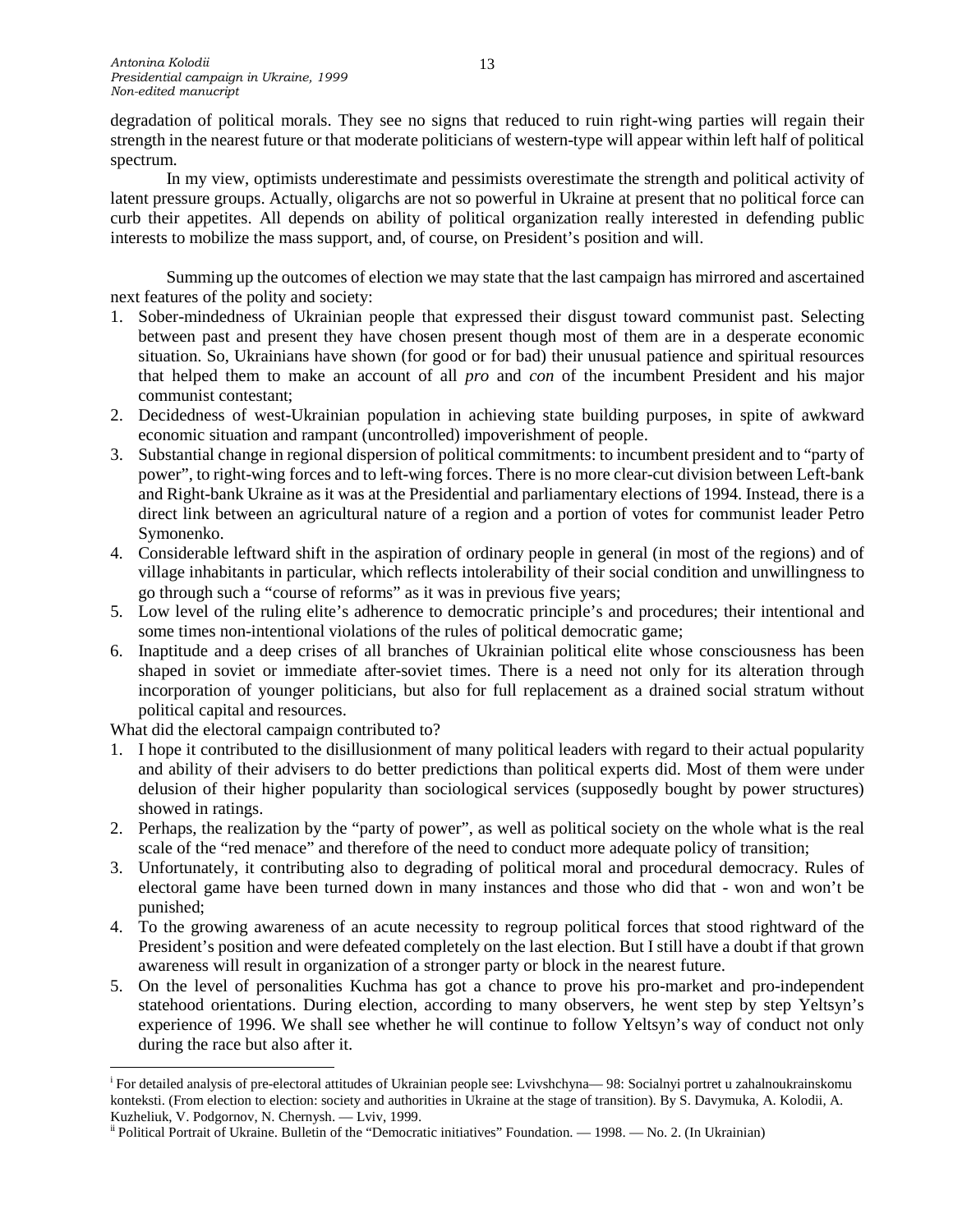degradation of political morals. They see no signs that reduced to ruin right-wing parties will regain their strength in the nearest future or that moderate politicians of western-type will appear within left half of political spectrum.

In my view, optimists underestimate and pessimists overestimate the strength and political activity of latent pressure groups. Actually, oligarchs are not so powerful in Ukraine at present that no political force can curb their appetites. All depends on ability of political organization really interested in defending public interests to mobilize the mass support, and, of course, on President's position and will.

Summing up the outcomes of election we may state that the last campaign has mirrored and ascertained next features of the polity and society:

1. Sober-mindedness of Ukrainian people that expressed their disgust toward communist past. Selecting between past and present they have chosen present though most of them are in a desperate economic situation. So, Ukrainians have shown (for good or for bad) their unusual patience and spiritual resources that helped them to make an account of all *pro* and *con* of the incumbent President and his major communist contestant;
2. Decidedness of west-Ukrainian population in achieving state building purposes, in spite of awkward economic situation and rampant (uncontrolled) impoverishment of people.
3. Substantial change in regional dispersion of political commitments: to incumbent president and to "party of power", to right-wing forces and to left-wing forces. There is no more clear-cut division between Left-bank and Right-bank Ukraine as it was at the Presidential and parliamentary elections of 1994. Instead, there is a direct link between an agricultural nature of a region and a portion of votes for communist leader Petro Symonenko.
4. Considerable leftward shift in the aspiration of ordinary people in general (in most of the regions) and of village inhabitants in particular, which reflects intolerability of their social condition and unwillingness to go through such a "course of reforms" as it was in previous five years;
5. Low level of the ruling elite's adherence to democratic principle's and procedures; their intentional and some times non-intentional violations of the rules of political democratic game;
6. Inaptitude and a deep crises of all branches of Ukrainian political elite whose consciousness has been shaped in soviet or immediate after-soviet times. There is a need not only for its alteration through incorporation of younger politicians, but also for full replacement as a drained social stratum without political capital and resources.

What did the electoral campaign contributed to?

1. I hope it contributed to the disillusionment of many political leaders with regard to their actual popularity and ability of their advisers to do better predictions than political experts did. Most of them were under delusion of their higher popularity than sociological services (supposedly bought by power structures) showed in ratings.
2. Perhaps, the realization by the "party of power", as well as political society on the whole what is the real scale of the "red menace" and therefore of the need to conduct more adequate policy of transition;
3. Unfortunately, it contributing also to degrading of political moral and procedural democracy. Rules of electoral game have been turned down in many instances and those who did that - won and won't be punished;
4. To the growing awareness of an acute necessity to regroup political forces that stood rightward of the President's position and were defeated completely on the last election. But I still have a doubt if that grown awareness will result in organization of a stronger party or block in the nearest future.
5. On the level of personalities Kuchma has got a chance to prove his pro-market and pro-independent statehood orientations. During election, according to many observers, he went step by step Yeltsyn's experience of 1996. We shall see whether he will continue to follow Yeltsyn's way of conduct not only during the race but also after it.

---

[i] For detailed analysis of pre-electoral attitudes of Ukrainian people see: Lvivshchyna— 98: Socialnyi portret u zahalnoukrainskomu konteksti. (From election to election: society and authorities in Ukraine at the stage of transition). By S. Davymuka, A. Kolodii, A. Kuzheliuk, V. Podgornov, N. Chernysh. — Lviv, 1999.

[ii] Political Portrait of Ukraine. Bulletin of the "Democratic initiatives" Foundation. — 1998. — No. 2. (In Ukrainian)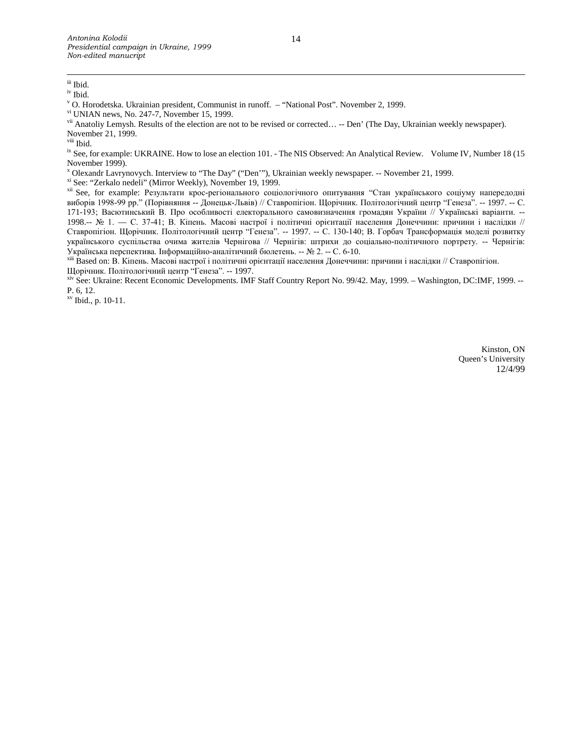[iii] Ibid.

[iv] Ibid.

[v] O. Horodetska. Ukrainian president, Communist in runoff. – “National Post”. November 2, 1999.

[vi] UNIAN news, No. 247-7, November 15, 1999.

[vii] Anatoliy Lemysh. Results of the election are not to be revised or corrected… -- Den’ (The Day, Ukrainian weekly newspaper). November 21, 1999.

[viii] Ibid.

[ix] See, for example: UKRAINE. How to lose an election 101. - The NIS Observed: An Analytical Review. Volume IV, Number 18 (15 November 1999).

[x] Olexandr Lavrynovych. Interview to “The Day” (“Den’”), Ukrainian weekly newspaper. -- November 21, 1999.

[xi] See: “Zerkalo nedeli” (Mirror Weekly), November 19, 1999.

[xii] See, for example: Результати крос-регіонального соціологічного опитування “Стан українського соціуму напередодні виборів 1998-99 рр.” (Порівняння -- Донецьк-Львів) // Ставропігіон. Щорічник. Політологічний центр “Генеза”. -- 1997. -- С. 171-193; Васютинський В. Про особливості електорального самовизначення громадян України // Українські варіанти. -- 1998.-- № 1. — С. 37-41; В. Кіпень. Масові настрої і політичні орієнтації населення Донеччини: причини і наслідки // Ставропігіон. Щорічник. Політологічний центр “Генеза”. -- 1997. -- С. 130-140; В. Горбач Трансформація моделі розвитку українського суспільства очима жителів Чернігова // Чернігів: штрихи до соціально-політичного портрету. -- Чернігів: Українська перспектива. Інформаційно-аналітичний бюлетень. -- № 2. -- С. 6-10.

[xiii] Based on: В. Кіпень. Масові настрої і політичні орієнтації населення Донеччини: причини і наслідки // Ставропігіон. Щорічник. Політологічний центр “Генеза”. -- 1997.

[xiv] See: Ukraine: Recent Economic Developments. IMF Staff Country Report No. 99/42. May, 1999. – Washington, DC:IMF, 1999. -- P. 6, 12.

[xv] Ibid., p. 10-11.

Kinston, ON
Queen’s University
12/4/99